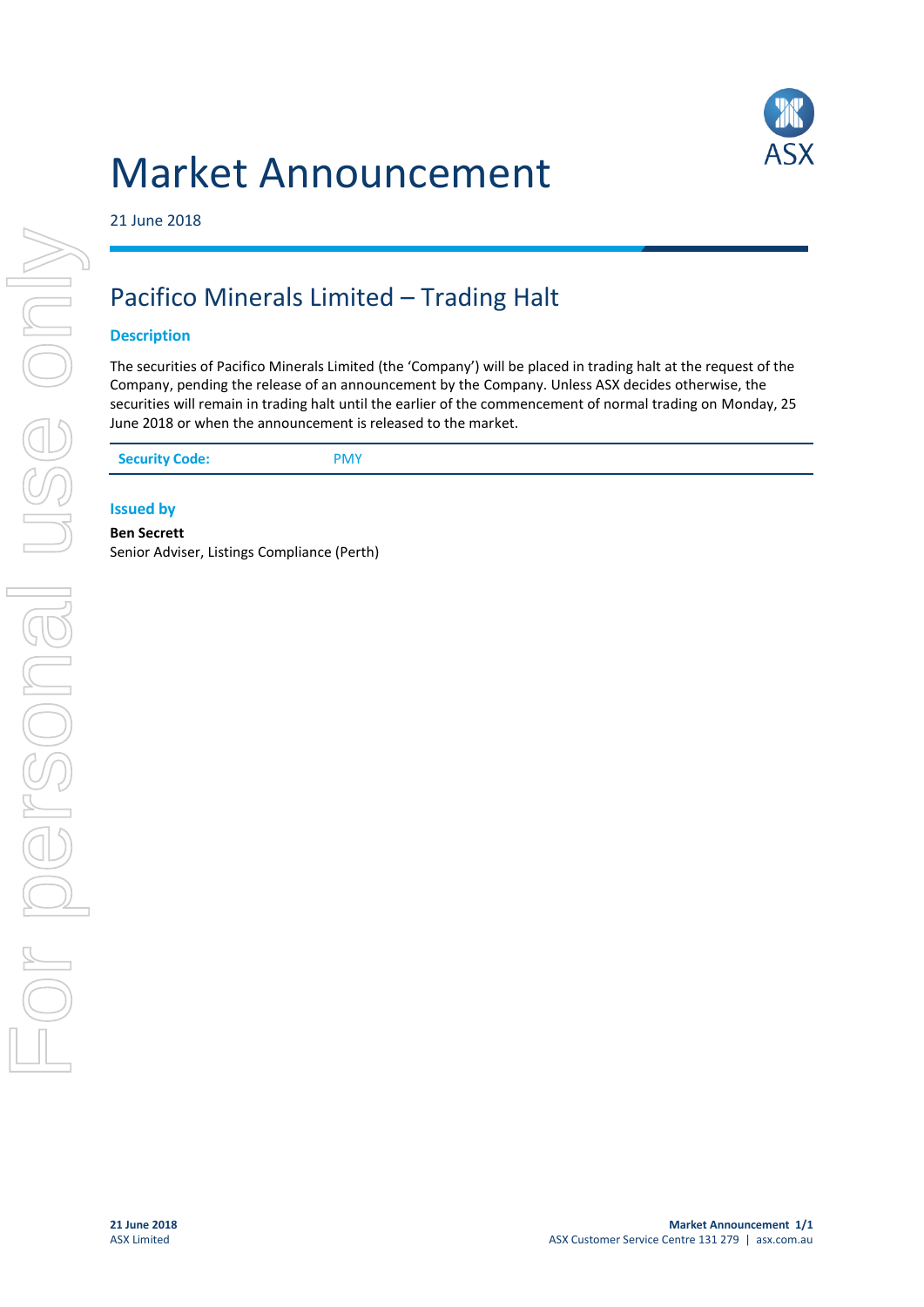# Market Announcement

21 June 2018

## Pacifico Minerals Limited – Trading Halt

### Description

The securities of Pacifico Minerals Limited (the 'Company') will be placed in trading halt at the request of the Company, pending the release of an announcement by the Company. Unless ASX decides otherwise, the securities will remain in trading halt until the earlier of the commencement of normal trading on Monday, 25 June 2018 or when the announcement is released to the market.

| Security Code: | PMY |
| --- | --- |

### Issued by

**Ben Secrett**
Senior Adviser, Listings Compliance (Perth)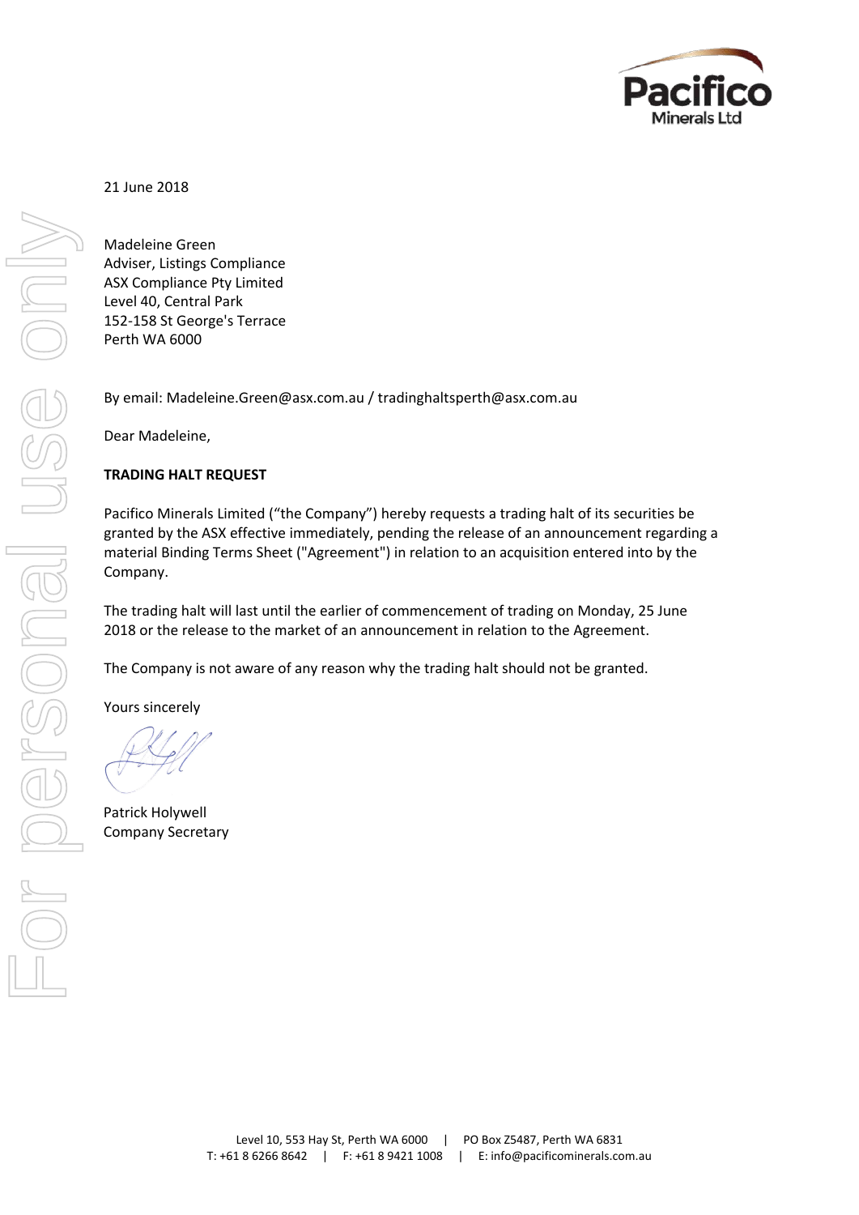21 June 2018

Madeleine Green
Adviser, Listings Compliance
ASX Compliance Pty Limited
Level 40, Central Park
152-158 St George's Terrace
Perth WA 6000

By email: Madeleine.Green@asx.com.au / tradinghaltsperth@asx.com.au

Dear Madeleine,

**TRADING HALT REQUEST**

Pacifico Minerals Limited ("the Company") hereby requests a trading halt of its securities be granted by the ASX effective immediately, pending the release of an announcement regarding a material Binding Terms Sheet ("Agreement") in relation to an acquisition entered into by the Company.

The trading halt will last until the earlier of commencement of trading on Monday, 25 June 2018 or the release to the market of an announcement in relation to the Agreement.

The Company is not aware of any reason why the trading halt should not be granted.

Yours sincerely

Patrick Holywell
Company Secretary

Level 10, 553 Hay St, Perth WA 6000 | PO Box Z5487, Perth WA 6831
T: +61 8 6266 8642 | F: +61 8 9421 1008 | E: info@pacificominerals.com.au